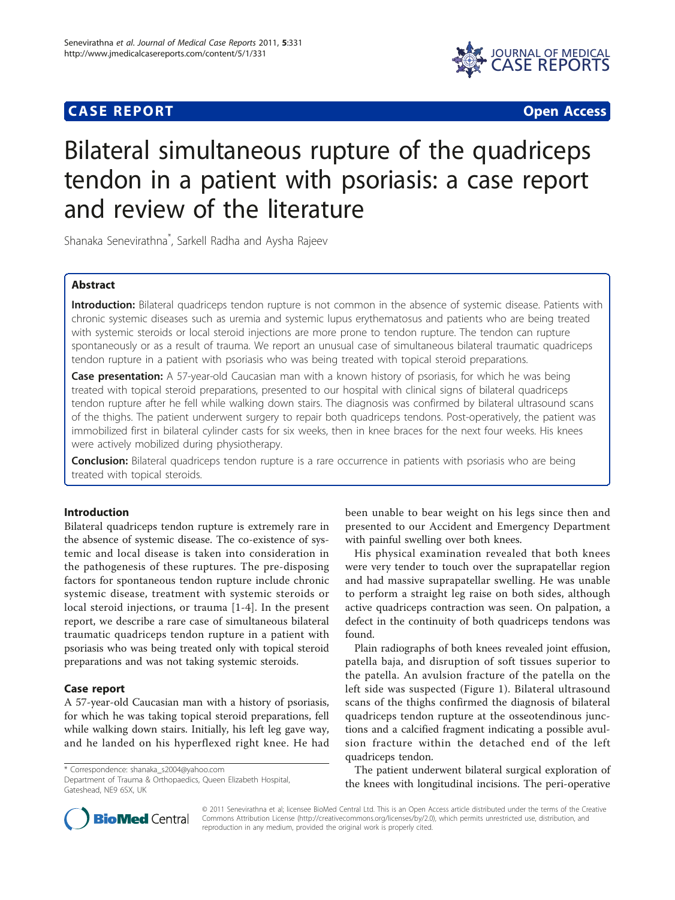**CASE REPORT** **Open Access**

# Bilateral simultaneous rupture of the quadriceps tendon in a patient with psoriasis: a case report and review of the literature

Shanaka Senevirathna*, Sarkell Radha and Aysha Rajeev

## Abstract

**Introduction:** Bilateral quadriceps tendon rupture is not common in the absence of systemic disease. Patients with chronic systemic diseases such as uremia and systemic lupus erythematosus and patients who are being treated with systemic steroids or local steroid injections are more prone to tendon rupture. The tendon can rupture spontaneously or as a result of trauma. We report an unusual case of simultaneous bilateral traumatic quadriceps tendon rupture in a patient with psoriasis who was being treated with topical steroid preparations.

**Case presentation:** A 57-year-old Caucasian man with a known history of psoriasis, for which he was being treated with topical steroid preparations, presented to our hospital with clinical signs of bilateral quadriceps tendon rupture after he fell while walking down stairs. The diagnosis was confirmed by bilateral ultrasound scans of the thighs. The patient underwent surgery to repair both quadriceps tendons. Post-operatively, the patient was immobilized first in bilateral cylinder casts for six weeks, then in knee braces for the next four weeks. His knees were actively mobilized during physiotherapy.

**Conclusion:** Bilateral quadriceps tendon rupture is a rare occurrence in patients with psoriasis who are being treated with topical steroids.

## Introduction

Bilateral quadriceps tendon rupture is extremely rare in the absence of systemic disease. The co-existence of systemic and local disease is taken into consideration in the pathogenesis of these ruptures. The pre-disposing factors for spontaneous tendon rupture include chronic systemic disease, treatment with systemic steroids or local steroid injections, or trauma [1-4]. In the present report, we describe a rare case of simultaneous bilateral traumatic quadriceps tendon rupture in a patient with psoriasis who was being treated only with topical steroid preparations and was not taking systemic steroids.

## Case report

A 57-year-old Caucasian man with a history of psoriasis, for which he was taking topical steroid preparations, fell while walking down stairs. Initially, his left leg gave way, and he landed on his hyperflexed right knee. He had been unable to bear weight on his legs since then and presented to our Accident and Emergency Department with painful swelling over both knees.

His physical examination revealed that both knees were very tender to touch over the suprapatellar region and had massive suprapatellar swelling. He was unable to perform a straight leg raise on both sides, although active quadriceps contraction was seen. On palpation, a defect in the continuity of both quadriceps tendons was found.

Plain radiographs of both knees revealed joint effusion, patella baja, and disruption of soft tissues superior to the patella. An avulsion fracture of the patella on the left side was suspected (Figure 1). Bilateral ultrasound scans of the thighs confirmed the diagnosis of bilateral quadriceps tendon rupture at the osseotendinous junctions and a calcified fragment indicating a possible avulsion fracture within the detached end of the left quadriceps tendon.

The patient underwent bilateral surgical exploration of the knees with longitudinal incisions. The peri-operative

\* Correspondence: shanaka_s2004@yahoo.com
Department of Trauma & Orthopaedics, Queen Elizabeth Hospital, Gateshead, NE9 6SX, UK

© 2011 Senevirathna et al; licensee BioMed Central Ltd. This is an Open Access article distributed under the terms of the Creative Commons Attribution License (http://creativecommons.org/licenses/by/2.0), which permits unrestricted use, distribution, and reproduction in any medium, provided the original work is properly cited.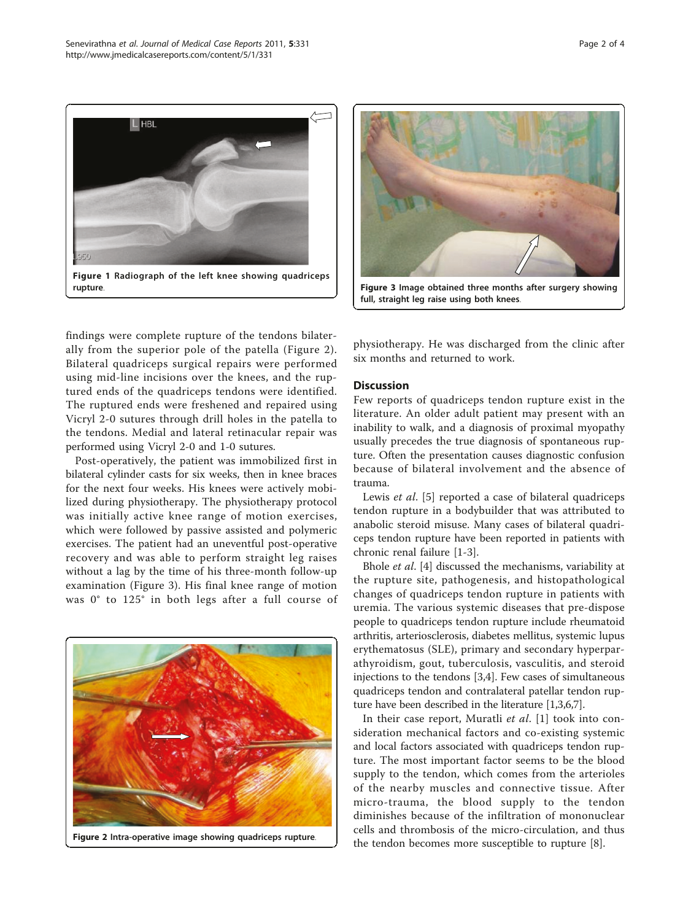Figure 1 Radiograph of the left knee showing quadriceps rupture.

Figure 3 Image obtained three months after surgery showing full, straight leg raise using both knees.

Figure 2 Intra-operative image showing quadriceps rupture.

findings were complete rupture of the tendons bilaterally from the superior pole of the patella (Figure 2). Bilateral quadriceps surgical repairs were performed using mid-line incisions over the knees, and the ruptured ends of the quadriceps tendons were identified. The ruptured ends were freshened and repaired using Vicryl 2-0 sutures through drill holes in the patella to the tendons. Medial and lateral retinacular repair was performed using Vicryl 2-0 and 1-0 sutures.

Post-operatively, the patient was immobilized first in bilateral cylinder casts for six weeks, then in knee braces for the next four weeks. His knees were actively mobilized during physiotherapy. The physiotherapy protocol was initially active knee range of motion exercises, which were followed by passive assisted and polymeric exercises. The patient had an uneventful post-operative recovery and was able to perform straight leg raises without a lag by the time of his three-month follow-up examination (Figure 3). His final knee range of motion was 0° to 125° in both legs after a full course of physiotherapy. He was discharged from the clinic after six months and returned to work.

## Discussion

Few reports of quadriceps tendon rupture exist in the literature. An older adult patient may present with an inability to walk, and a diagnosis of proximal myopathy usually precedes the true diagnosis of spontaneous rupture. Often the presentation causes diagnostic confusion because of bilateral involvement and the absence of trauma.

Lewis *et al.* [5] reported a case of bilateral quadriceps tendon rupture in a bodybuilder that was attributed to anabolic steroid misuse. Many cases of bilateral quadriceps tendon rupture have been reported in patients with chronic renal failure [1-3].

Bhole *et al.* [4] discussed the mechanisms, variability at the rupture site, pathogenesis, and histopathological changes of quadriceps tendon rupture in patients with uremia. The various systemic diseases that pre-dispose people to quadriceps tendon rupture include rheumatoid arthritis, arteriosclerosis, diabetes mellitus, systemic lupus erythematosus (SLE), primary and secondary hyperparathyroidism, gout, tuberculosis, vasculitis, and steroid injections to the tendons [3,4]. Few cases of simultaneous quadriceps tendon and contralateral patellar tendon rupture have been described in the literature [1,3,6,7].

In their case report, Muratli *et al.* [1] took into consideration mechanical factors and co-existing systemic and local factors associated with quadriceps tendon rupture. The most important factor seems to be the blood supply to the tendon, which comes from the arterioles of the nearby muscles and connective tissue. After micro-trauma, the blood supply to the tendon diminishes because of the infiltration of mononuclear cells and thrombosis of the micro-circulation, and thus the tendon becomes more susceptible to rupture [8].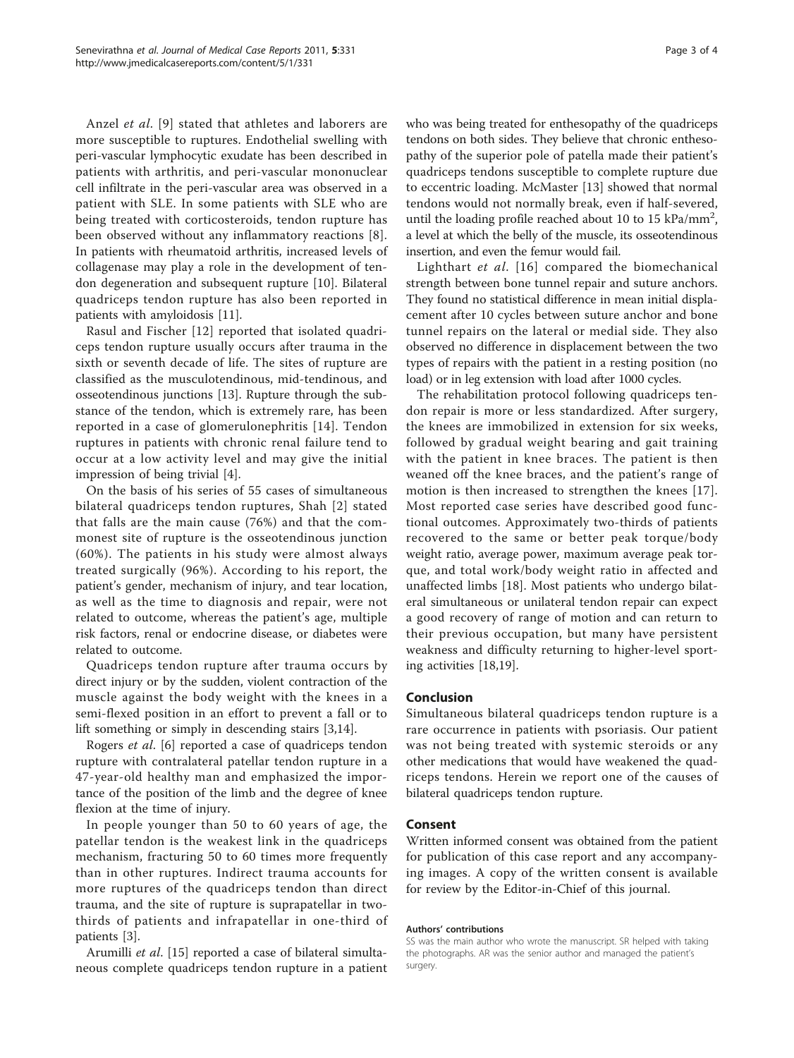Anzel *et al*. [9] stated that athletes and laborers are more susceptible to ruptures. Endothelial swelling with peri-vascular lymphocytic exudate has been described in patients with arthritis, and peri-vascular mononuclear cell infiltrate in the peri-vascular area was observed in a patient with SLE. In some patients with SLE who are being treated with corticosteroids, tendon rupture has been observed without any inflammatory reactions [8]. In patients with rheumatoid arthritis, increased levels of collagenase may play a role in the development of tendon degeneration and subsequent rupture [10]. Bilateral quadriceps tendon rupture has also been reported in patients with amyloidosis [11].

Rasul and Fischer [12] reported that isolated quadriceps tendon rupture usually occurs after trauma in the sixth or seventh decade of life. The sites of rupture are classified as the musculotendinous, mid-tendinous, and osseotendinous junctions [13]. Rupture through the substance of the tendon, which is extremely rare, has been reported in a case of glomerulonephritis [14]. Tendon ruptures in patients with chronic renal failure tend to occur at a low activity level and may give the initial impression of being trivial [4].

On the basis of his series of 55 cases of simultaneous bilateral quadriceps tendon ruptures, Shah [2] stated that falls are the main cause (76%) and that the commonest site of rupture is the osseotendinous junction (60%). The patients in his study were almost always treated surgically (96%). According to his report, the patient's gender, mechanism of injury, and tear location, as well as the time to diagnosis and repair, were not related to outcome, whereas the patient's age, multiple risk factors, renal or endocrine disease, or diabetes were related to outcome.

Quadriceps tendon rupture after trauma occurs by direct injury or by the sudden, violent contraction of the muscle against the body weight with the knees in a semi-flexed position in an effort to prevent a fall or to lift something or simply in descending stairs [3,14].

Rogers *et al*. [6] reported a case of quadriceps tendon rupture with contralateral patellar tendon rupture in a 47-year-old healthy man and emphasized the importance of the position of the limb and the degree of knee flexion at the time of injury.

In people younger than 50 to 60 years of age, the patellar tendon is the weakest link in the quadriceps mechanism, fracturing 50 to 60 times more frequently than in other ruptures. Indirect trauma accounts for more ruptures of the quadriceps tendon than direct trauma, and the site of rupture is suprapatellar in two-thirds of patients and infrapatellar in one-third of patients [3].

Arumilli *et al*. [15] reported a case of bilateral simultaneous complete quadriceps tendon rupture in a patient who was being treated for enthesopathy of the quadriceps tendons on both sides. They believe that chronic enthesopathy of the superior pole of patella made their patient's quadriceps tendons susceptible to complete rupture due to eccentric loading. McMaster [13] showed that normal tendons would not normally break, even if half-severed, until the loading profile reached about 10 to 15 $kPa/mm^2$, a level at which the belly of the muscle, its osseotendinous insertion, and even the femur would fail.

Lighthart *et al*. [16] compared the biomechanical strength between bone tunnel repair and suture anchors. They found no statistical difference in mean initial displacement after 10 cycles between suture anchor and bone tunnel repairs on the lateral or medial side. They also observed no difference in displacement between the two types of repairs with the patient in a resting position (no load) or in leg extension with load after 1000 cycles.

The rehabilitation protocol following quadriceps tendon repair is more or less standardized. After surgery, the knees are immobilized in extension for six weeks, followed by gradual weight bearing and gait training with the patient in knee braces. The patient is then weaned off the knee braces, and the patient's range of motion is then increased to strengthen the knees [17]. Most reported case series have described good functional outcomes. Approximately two-thirds of patients recovered to the same or better peak torque/body weight ratio, average power, maximum average peak torque, and total work/body weight ratio in affected and unaffected limbs [18]. Most patients who undergo bilateral simultaneous or unilateral tendon repair can expect a good recovery of range of motion and can return to their previous occupation, but many have persistent weakness and difficulty returning to higher-level sporting activities [18,19].

## Conclusion

Simultaneous bilateral quadriceps tendon rupture is a rare occurrence in patients with psoriasis. Our patient was not being treated with systemic steroids or any other medications that would have weakened the quadriceps tendons. Herein we report one of the causes of bilateral quadriceps tendon rupture.

## Consent

Written informed consent was obtained from the patient for publication of this case report and any accompanying images. A copy of the written consent is available for review by the Editor-in-Chief of this journal.

#### Authors' contributions

SS was the main author who wrote the manuscript. SR helped with taking the photographs. AR was the senior author and managed the patient's surgery.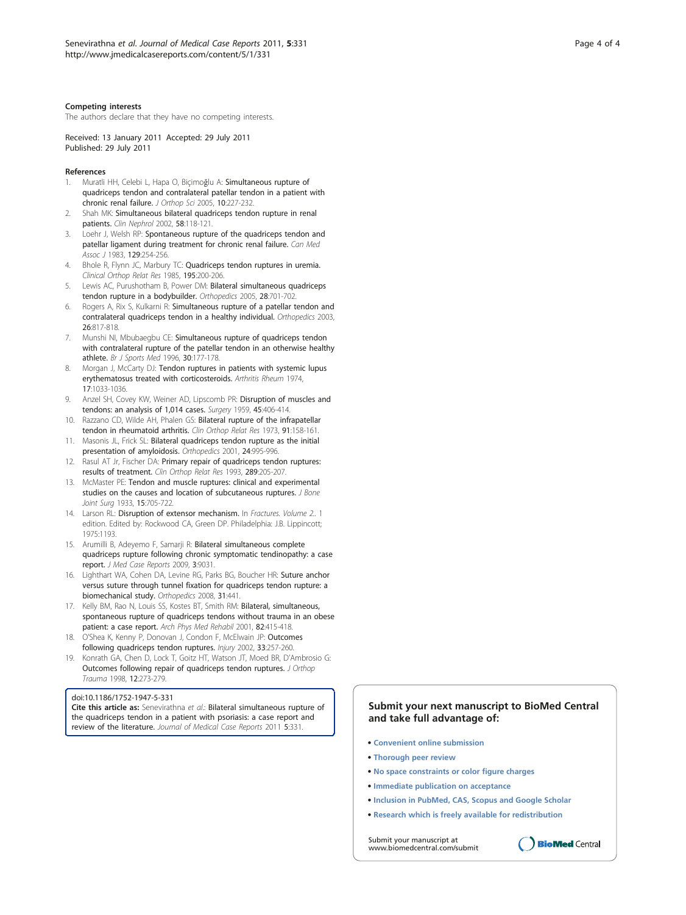**Competing interests**

The authors declare that they have no competing interests.

Received: 13 January 2011 Accepted: 29 July 2011
Published: 29 July 2011

**References**

1. Muratli HH, Celebi L, Hapa O, Biçimoğlu A: **Simultaneous rupture of quadriceps tendon and contralateral patellar tendon in a patient with chronic renal failure.** *J Orthop Sci* 2005, **10**:227-232.
2. Shah MK: **Simultaneous bilateral quadriceps tendon rupture in renal patients.** *Clin Nephrol* 2002, **58**:118-121.
3. Loehr J, Welsh RP: **Spontaneous rupture of the quadriceps tendon and patellar ligament during treatment for chronic renal failure.** *Can Med Assoc J* 1983, **129**:254-256.
4. Bhole R, Flynn JC, Marbury TC: **Quadriceps tendon ruptures in uremia.** *Clinical Orthop Relat Res* 1985, **195**:200-206.
5. Lewis AC, Purushotham B, Power DM: **Bilateral simultaneous quadriceps tendon rupture in a bodybuilder.** *Orthopedics* 2005, **28**:701-702.
6. Rogers A, Rix S, Kulkarni R: **Simultaneous rupture of a patellar tendon and contralateral quadriceps tendon in a healthy individual.** *Orthopedics* 2003, **26**:817-818.
7. Munshi NI, Mbubaegbu CE: **Simultaneous rupture of quadriceps tendon with contralateral rupture of the patellar tendon in an otherwise healthy athlete.** *Br J Sports Med* 1996, **30**:177-178.
8. Morgan J, McCarty DJ: **Tendon ruptures in patients with systemic lupus erythematosus treated with corticosteroids.** *Arthritis Rheum* 1974, **17**:1033-1036.
9. Anzel SH, Covey KW, Weiner AD, Lipscomb PR: **Disruption of muscles and tendons: an analysis of 1,014 cases.** *Surgery* 1959, **45**:406-414.
10. Razzano CD, Wilde AH, Phalen GS: **Bilateral rupture of the infrapatellar tendon in rheumatoid arthritis.** *Clin Orthop Relat Res* 1973, **91**:158-161.
11. Masonis JL, Frick SL: **Bilateral quadriceps tendon rupture as the initial presentation of amyloidosis.** *Orthopedics* 2001, **24**:995-996.
12. Rasul AT Jr, Fischer DA: **Primary repair of quadriceps tendon ruptures: results of treatment.** *Clin Orthop Relat Res* 1993, **289**:205-207.
13. McMaster PE: **Tendon and muscle ruptures: clinical and experimental studies on the causes and location of subcutaneous ruptures.** *J Bone Joint Surg* 1933, **15**:705-722.
14. Larson RL: **Disruption of extensor mechanism.** In *Fractures. Volume 2.*. 1 edition. Edited by: Rockwood CA, Green DP. Philadelphia: J.B. Lippincott; 1975:1193.
15. Arumilli B, Adeyemo F, Samarji R: **Bilateral simultaneous complete quadriceps rupture following chronic symptomatic tendinopathy: a case report.** *J Med Case Reports* 2009, **3**:9031.
16. Lighthart WA, Cohen DA, Levine RG, Parks BG, Boucher HR: **Suture anchor versus suture through tunnel fixation for quadriceps tendon rupture: a biomechanical study.** *Orthopedics* 2008, **31**:441.
17. Kelly BM, Rao N, Louis SS, Kostes BT, Smith RM: **Bilateral, simultaneous, spontaneous rupture of quadriceps tendons without trauma in an obese patient: a case report.** *Arch Phys Med Rehabil* 2001, **82**:415-418.
18. O'Shea K, Kenny P, Donovan J, Condon F, McElwain JP: **Outcomes following quadriceps tendon ruptures.** *Injury* 2002, **33**:257-260.
19. Konrath GA, Chen D, Lock T, Goitz HT, Watson JT, Moed BR, D'Ambrosio G: **Outcomes following repair of quadriceps tendon ruptures.** *J Orthop Trauma* 1998, **12**:273-279.

doi:10.1186/1752-1947-5-331

**Cite this article as:** Senevirathna *et al.*: **Bilateral simultaneous rupture of the quadriceps tendon in a patient with psoriasis: a case report and review of the literature.** *Journal of Medical Case Reports* 2011 **5**:331.

**Submit your next manuscript to BioMed Central and take full advantage of:**

- **Convenient online submission**
- **Thorough peer review**
- **No space constraints or color figure charges**
- **Immediate publication on acceptance**
- **Inclusion in PubMed, CAS, Scopus and Google Scholar**
- **Research which is freely available for redistribution**

Submit your manuscript at
www.biomedcentral.com/submit

BioMed Central